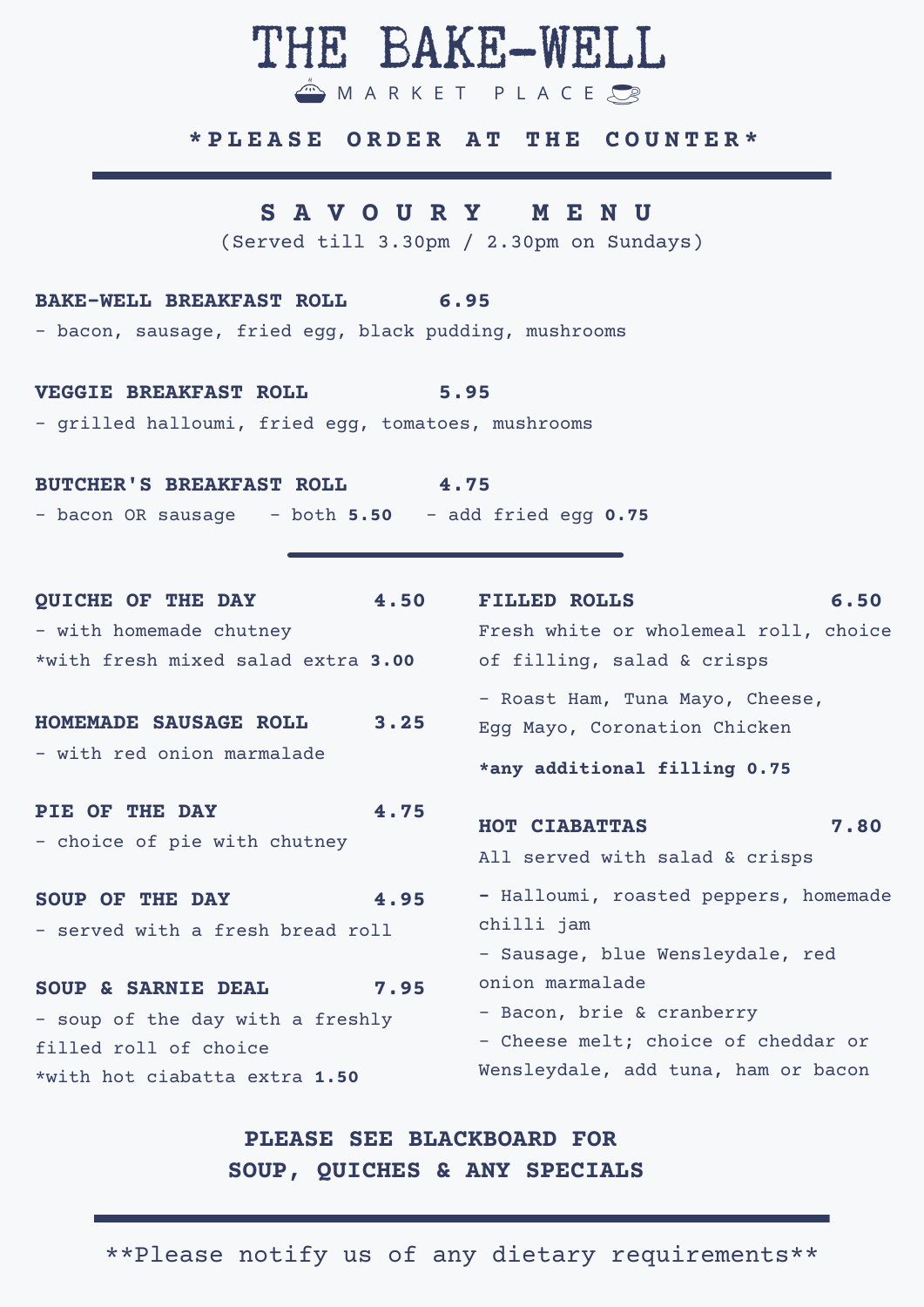# THE BAKE-WELL

MARKET PLACE

**\*PLEASE ORDER AT THE COUNTER\***

## SAVOURY MENU

(Served till 3.30pm / 2.30pm on Sundays)

**BAKE-WELL BREAKFAST ROLL** **6.95**

- bacon, sausage, fried egg, black pudding, mushrooms

**VEGGIE BREAKFAST ROLL** **5.95**

- grilled halloumi, fried egg, tomatoes, mushrooms

**BUTCHER'S BREAKFAST ROLL** **4.75**

- bacon OR sausage - both **5.50** - add fried egg **0.75**

**QUICHE OF THE DAY** **4.50**

- with homemade chutney

*with fresh mixed salad extra **3.00**

**HOMEMADE SAUSAGE ROLL** **3.25**

- with red onion marmalade

**PIE OF THE DAY** **4.75**

- choice of pie with chutney

**SOUP OF THE DAY** **4.95**

- served with a fresh bread roll

**SOUP & SARNIE DEAL** **7.95**

- soup of the day with a freshly filled roll of choice

*with hot ciabatta extra **1.50**

**FILLED ROLLS** **6.50**

Fresh white or wholemeal roll, choice of filling, salad & crisps

- Roast Ham, Tuna Mayo, Cheese, Egg Mayo, Coronation Chicken

**\*any additional filling 0.75**

**HOT CIABATTAS** **7.80**

All served with salad & crisps

- Halloumi, roasted peppers, homemade chilli jam
- Sausage, blue Wensleydale, red onion marmalade
- Bacon, brie & cranberry
- Cheese melt; choice of cheddar or Wensleydale, add tuna, ham or bacon

**PLEASE SEE BLACKBOARD FOR SOUP, QUICHES & ANY SPECIALS**

\*\*Please notify us of any dietary requirements\*\*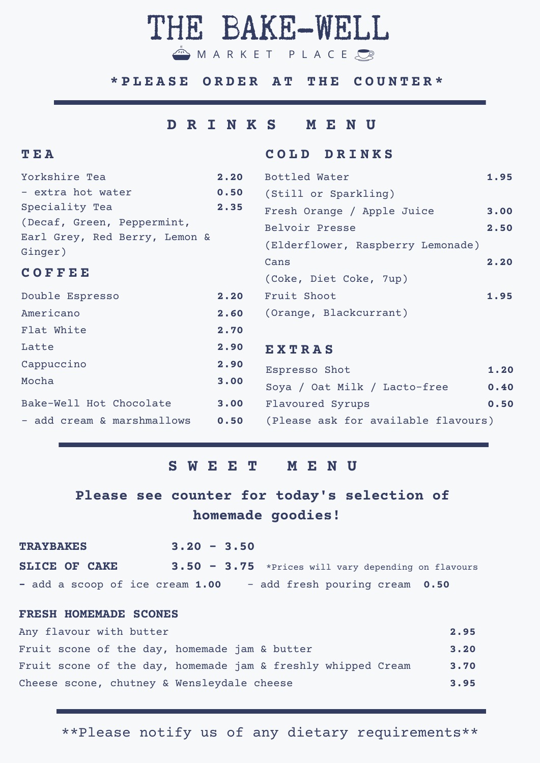# THE BAKE-WELL

MARKET PLACE

**\*PLEASE ORDER AT THE COUNTER\***

## DRINKS MENU

### TEA

| | |
|---|---|
| Yorkshire Tea | **2.20** |
| - extra hot water | **0.50** |
| Speciality Tea (Decaf, Green, Peppermint, Earl Grey, Red Berry, Lemon & Ginger) | **2.35** |

### COFFEE

| | |
|---|---|
| Double Espresso | **2.20** |
| Americano | **2.60** |
| Flat White | **2.70** |
| Latte | **2.90** |
| Cappuccino | **2.90** |
| Mocha | **3.00** |
| Bake-Well Hot Chocolate | **3.00** |
| - add cream & marshmallows | **0.50** |

### COLD DRINKS

| | |
|---|---|
| Bottled Water (Still or Sparkling) | **1.95** |
| Fresh Orange / Apple Juice | **3.00** |
| Belvoir Presse (Elderflower, Raspberry Lemonade) | **2.50** |
| Cans (Coke, Diet Coke, 7up) | **2.20** |
| Fruit Shoot (Orange, Blackcurrant) | **1.95** |

### EXTRAS

| | |
|---|---|
| Espresso Shot | **1.20** |
| Soya / Oat Milk / Lacto-free | **0.40** |
| Flavoured Syrups (Please ask for available flavours) | **0.50** |

## SWEET MENU

**Please see counter for today's selection of homemade goodies!**

**TRAYBAKES** **3.20 - 3.50**

**SLICE OF CAKE** **3.50 - 3.75** \*Prices will vary depending on flavours

- add a scoop of ice cream **1.00**  - add fresh pouring cream **0.50**

### FRESH HOMEMADE SCONES

| | |
|---|---|
| Any flavour with butter | **2.95** |
| Fruit scone of the day, homemade jam & butter | **3.20** |
| Fruit scone of the day, homemade jam & freshly whipped Cream | **3.70** |
| Cheese scone, chutney & Wensleydale cheese | **3.95** |

\*\*Please notify us of any dietary requirements\*\*